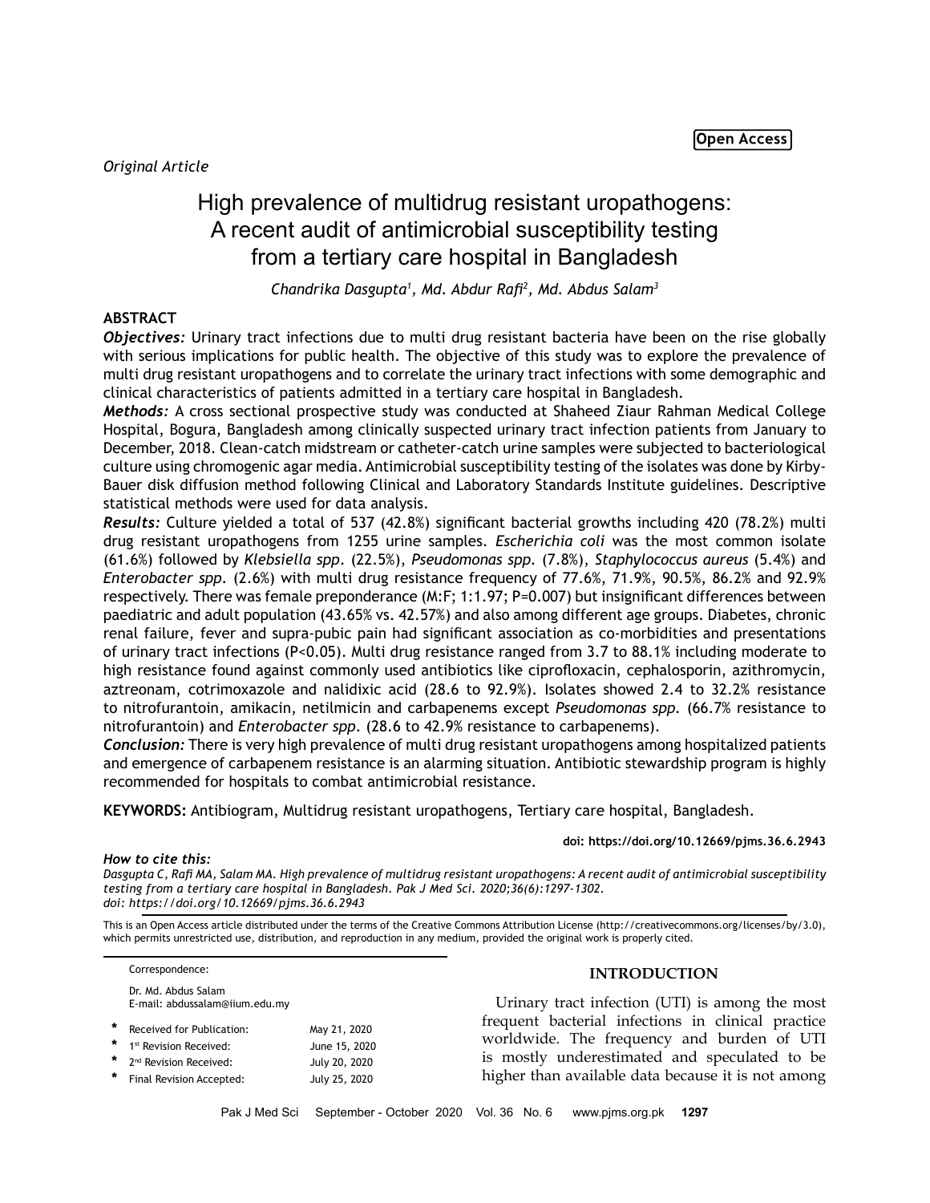**Open Access**

*Original Article*

# High prevalence of multidrug resistant uropathogens: A recent audit of antimicrobial susceptibility testing from a tertiary care hospital in Bangladesh

*Chandrika Dasgupta[1], Md. Abdur Rafi[2], Md. Abdus Salam[3]*

## ABSTRACT

***Objectives:*** Urinary tract infections due to multi drug resistant bacteria have been on the rise globally with serious implications for public health. The objective of this study was to explore the prevalence of multi drug resistant uropathogens and to correlate the urinary tract infections with some demographic and clinical characteristics of patients admitted in a tertiary care hospital in Bangladesh.

***Methods:*** A cross sectional prospective study was conducted at Shaheed Ziaur Rahman Medical College Hospital, Bogura, Bangladesh among clinically suspected urinary tract infection patients from January to December, 2018. Clean-catch midstream or catheter-catch urine samples were subjected to bacteriological culture using chromogenic agar media. Antimicrobial susceptibility testing of the isolates was done by Kirby-Bauer disk diffusion method following Clinical and Laboratory Standards Institute guidelines. Descriptive statistical methods were used for data analysis.

***Results:*** Culture yielded a total of 537 (42.8%) significant bacterial growths including 420 (78.2%) multi drug resistant uropathogens from 1255 urine samples. *Escherichia coli* was the most common isolate (61.6%) followed by *Klebsiella spp.* (22.5%), *Pseudomonas spp.* (7.8%), *Staphylococcus aureus* (5.4%) and *Enterobacter spp.* (2.6%) with multi drug resistance frequency of 77.6%, 71.9%, 90.5%, 86.2% and 92.9% respectively. There was female preponderance (M:F; 1:1.97; P=0.007) but insignificant differences between paediatric and adult population (43.65% vs. 42.57%) and also among different age groups. Diabetes, chronic renal failure, fever and supra-pubic pain had significant association as co-morbidities and presentations of urinary tract infections (P<0.05). Multi drug resistance ranged from 3.7 to 88.1% including moderate to high resistance found against commonly used antibiotics like ciprofloxacin, cephalosporin, azithromycin, aztreonam, cotrimoxazole and nalidixic acid (28.6 to 92.9%). Isolates showed 2.4 to 32.2% resistance to nitrofurantoin, amikacin, netilmicin and carbapenems except *Pseudomonas spp.* (66.7% resistance to nitrofurantoin) and *Enterobacter spp.* (28.6 to 42.9% resistance to carbapenems).

***Conclusion:*** There is very high prevalence of multi drug resistant uropathogens among hospitalized patients and emergence of carbapenem resistance is an alarming situation. Antibiotic stewardship program is highly recommended for hospitals to combat antimicrobial resistance.

**KEYWORDS:** Antibiogram, Multidrug resistant uropathogens, Tertiary care hospital, Bangladesh.

**doi: https://doi.org/10.12669/pjms.36.6.2943**

***How to cite this:***
*Dasgupta C, Rafi MA, Salam MA. High prevalence of multidrug resistant uropathogens: A recent audit of antimicrobial susceptibility testing from a tertiary care hospital in Bangladesh. Pak J Med Sci. 2020;36(6):1297-1302. doi: https://doi.org/10.12669/pjms.36.6.2943*

This is an Open Access article distributed under the terms of the Creative Commons Attribution License (http://creativecommons.org/licenses/by/3.0), which permits unrestricted use, distribution, and reproduction in any medium, provided the original work is properly cited.

Correspondence:

Dr. Md. Abdus Salam
E-mail: abdussalam@iium.edu.my

| | | |
|---|---|---|
| * | Received for Publication: | May 21, 2020 |
| * | 1st Revision Received: | June 15, 2020 |
| * | 2nd Revision Received: | July 20, 2020 |
| * | Final Revision Accepted: | July 25, 2020 |

## INTRODUCTION

Urinary tract infection (UTI) is among the most frequent bacterial infections in clinical practice worldwide. The frequency and burden of UTI is mostly underestimated and speculated to be higher than available data because it is not among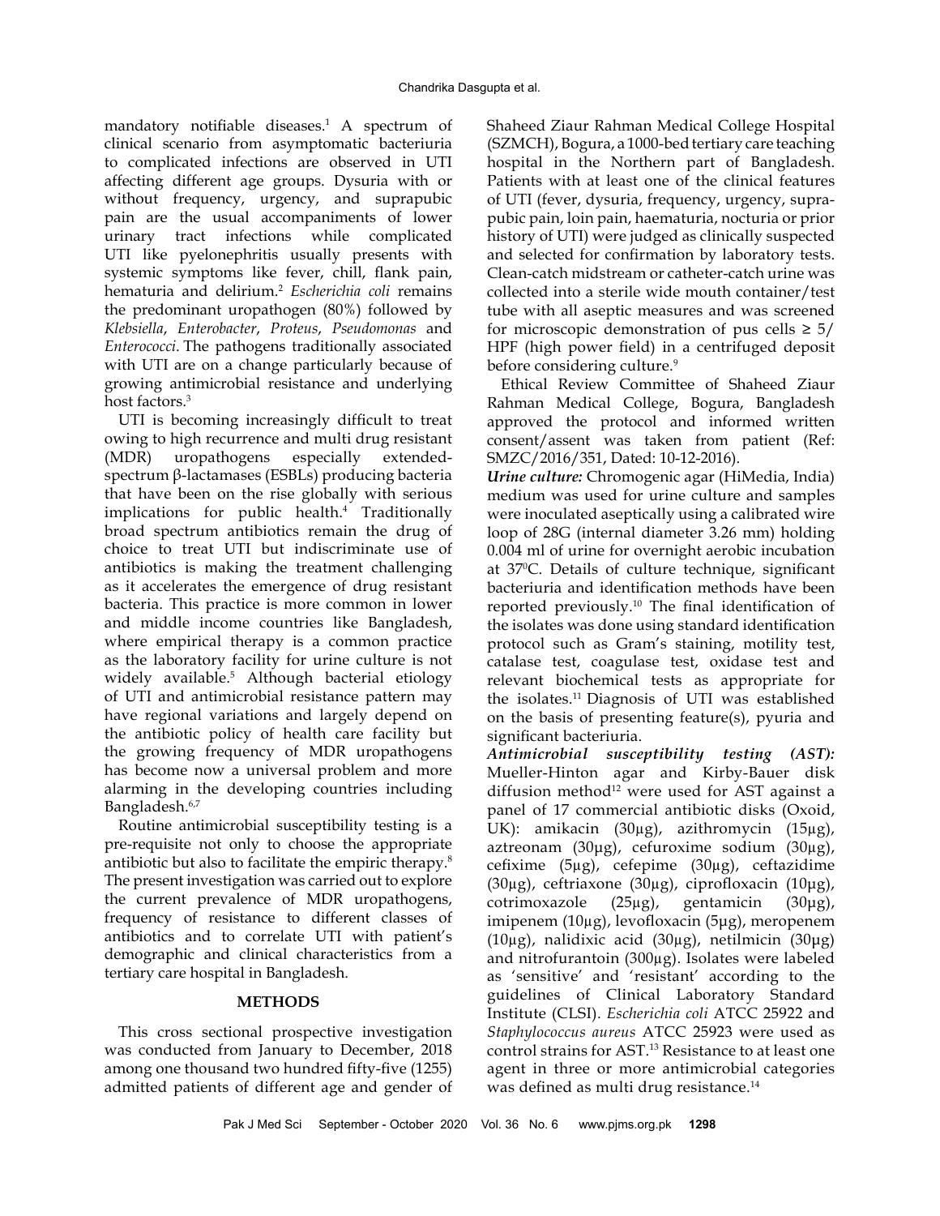mandatory notifiable diseases.[1] A spectrum of clinical scenario from asymptomatic bacteriuria to complicated infections are observed in UTI affecting different age groups. Dysuria with or without frequency, urgency, and suprapubic pain are the usual accompaniments of lower urinary tract infections while complicated UTI like pyelonephritis usually presents with systemic symptoms like fever, chill, flank pain, hematuria and delirium.[2] *Escherichia coli* remains the predominant uropathogen (80%) followed by *Klebsiella*, *Enterobacter*, *Proteus*, *Pseudomonas* and *Enterococci*. The pathogens traditionally associated with UTI are on a change particularly because of growing antimicrobial resistance and underlying host factors.[3]

UTI is becoming increasingly difficult to treat owing to high recurrence and multi drug resistant (MDR) uropathogens especially extended-spectrum β-lactamases (ESBLs) producing bacteria that have been on the rise globally with serious implications for public health.[4] Traditionally broad spectrum antibiotics remain the drug of choice to treat UTI but indiscriminate use of antibiotics is making the treatment challenging as it accelerates the emergence of drug resistant bacteria. This practice is more common in lower and middle income countries like Bangladesh, where empirical therapy is a common practice as the laboratory facility for urine culture is not widely available.[5] Although bacterial etiology of UTI and antimicrobial resistance pattern may have regional variations and largely depend on the antibiotic policy of health care facility but the growing frequency of MDR uropathogens has become now a universal problem and more alarming in the developing countries including Bangladesh.[6,7]

Routine antimicrobial susceptibility testing is a pre-requisite not only to choose the appropriate antibiotic but also to facilitate the empiric therapy.[8] The present investigation was carried out to explore the current prevalence of MDR uropathogens, frequency of resistance to different classes of antibiotics and to correlate UTI with patient's demographic and clinical characteristics from a tertiary care hospital in Bangladesh.

## METHODS

This cross sectional prospective investigation was conducted from January to December, 2018 among one thousand two hundred fifty-five (1255) admitted patients of different age and gender of Shaheed Ziaur Rahman Medical College Hospital (SZMCH), Bogura, a 1000-bed tertiary care teaching hospital in the Northern part of Bangladesh. Patients with at least one of the clinical features of UTI (fever, dysuria, frequency, urgency, supra-pubic pain, loin pain, haematuria, nocturia or prior history of UTI) were judged as clinically suspected and selected for confirmation by laboratory tests. Clean-catch midstream or catheter-catch urine was collected into a sterile wide mouth container/test tube with all aseptic measures and was screened for microscopic demonstration of pus cells ≥ 5/HPF (high power field) in a centrifuged deposit before considering culture.[9]

Ethical Review Committee of Shaheed Ziaur Rahman Medical College, Bogura, Bangladesh approved the protocol and informed written consent/assent was taken from patient (Ref: SMZC/2016/351, Dated: 10-12-2016).

***Urine culture:*** Chromogenic agar (HiMedia, India) medium was used for urine culture and samples were inoculated aseptically using a calibrated wire loop of 28G (internal diameter 3.26 mm) holding 0.004 ml of urine for overnight aerobic incubation at 37°C. Details of culture technique, significant bacteriuria and identification methods have been reported previously.[10] The final identification of the isolates was done using standard identification protocol such as Gram's staining, motility test, catalase test, coagulase test, oxidase test and relevant biochemical tests as appropriate for the isolates.[11] Diagnosis of UTI was established on the basis of presenting feature(s), pyuria and significant bacteriuria.

***Antimicrobial susceptibility testing (AST):*** Mueller-Hinton agar and Kirby-Bauer disk diffusion method[12] were used for AST against a panel of 17 commercial antibiotic disks (Oxoid, UK): amikacin (30µg), azithromycin (15µg), aztreonam (30µg), cefuroxime sodium (30µg), cefixime (5µg), cefepime (30µg), ceftazidime (30µg), ceftriaxone (30µg), ciprofloxacin (10µg), cotrimoxazole (25µg), gentamicin (30µg), imipenem (10µg), levofloxacin (5µg), meropenem (10µg), nalidixic acid (30µg), netilmicin (30µg) and nitrofurantoin (300µg). Isolates were labeled as 'sensitive' and 'resistant' according to the guidelines of Clinical Laboratory Standard Institute (CLSI). *Escherichia coli* ATCC 25922 and *Staphylococcus aureus* ATCC 25923 were used as control strains for AST.[13] Resistance to at least one agent in three or more antimicrobial categories was defined as multi drug resistance.[14]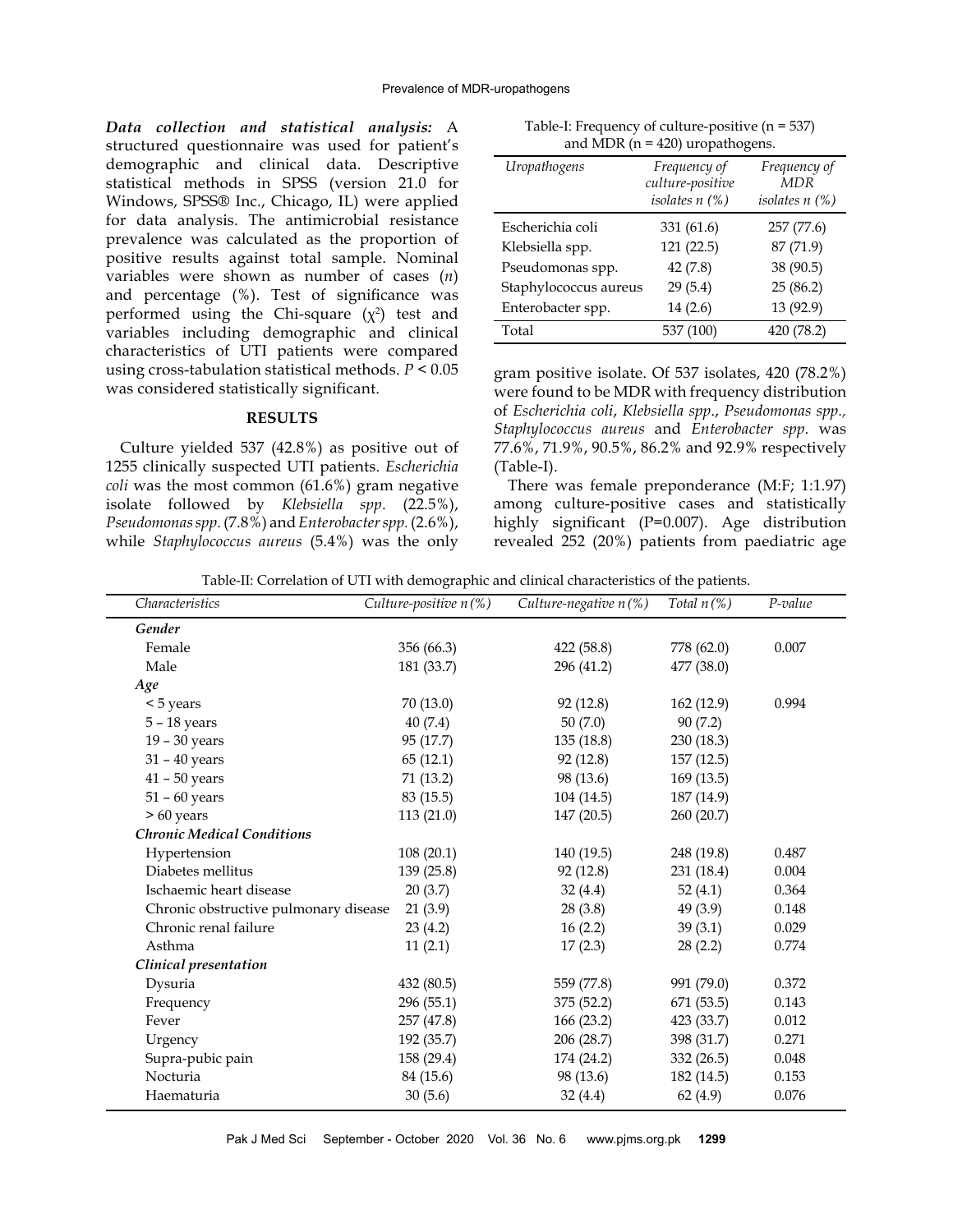***Data collection and statistical analysis:*** A structured questionnaire was used for patient's demographic and clinical data. Descriptive statistical methods in SPSS (version 21.0 for Windows, SPSS® Inc., Chicago, IL) were applied for data analysis. The antimicrobial resistance prevalence was calculated as the proportion of positive results against total sample. Nominal variables were shown as number of cases (*n*) and percentage (%). Test of significance was performed using the Chi-square ($\chi^2$) test and variables including demographic and clinical characteristics of UTI patients were compared using cross-tabulation statistical methods. $P < 0.05$ was considered statistically significant.

## RESULTS

Culture yielded 537 (42.8%) as positive out of 1255 clinically suspected UTI patients. *Escherichia coli* was the most common (61.6%) gram negative isolate followed by *Klebsiella spp.* (22.5%), *Pseudomonas spp.* (7.8%) and *Enterobacter spp.* (2.6%), while *Staphylococcus aureus* (5.4%) was the only gram positive isolate. Of 537 isolates, 420 (78.2%) were found to be MDR with frequency distribution of *Escherichia coli*, *Klebsiella spp.*, *Pseudomonas spp., Staphylococcus aureus* and *Enterobacter spp.* was 77.6%, 71.9%, 90.5%, 86.2% and 92.9% respectively (Table-I).

Table-I: Frequency of culture-positive (n = 537) and MDR (n = 420) uropathogens.

| *Uropathogens* | *Frequency of culture-positive isolates n (%)* | *Frequency of MDR isolates n (%)* |
|---|---|---|
| Escherichia coli | 331 (61.6) | 257 (77.6) |
| Klebsiella spp. | 121 (22.5) | 87 (71.9) |
| Pseudomonas spp. | 42 (7.8) | 38 (90.5) |
| Staphylococcus aureus | 29 (5.4) | 25 (86.2) |
| Enterobacter spp. | 14 (2.6) | 13 (92.9) |
| Total | 537 (100) | 420 (78.2) |

There was female preponderance (M:F; 1:1.97) among culture-positive cases and statistically highly significant (P=0.007). Age distribution revealed 252 (20%) patients from paediatric age

Table-II: Correlation of UTI with demographic and clinical characteristics of the patients.

| *Characteristics* | *Culture-positive n (%)* | *Culture-negative n (%)* | *Total n (%)* | *P-value* |
|---|---|---|---|---|
| ***Gender*** | | | | |
| Female | 356 (66.3) | 422 (58.8) | 778 (62.0) | 0.007 |
| Male | 181 (33.7) | 296 (41.2) | 477 (38.0) | |
| ***Age*** | | | | |
| < 5 years | 70 (13.0) | 92 (12.8) | 162 (12.9) | 0.994 |
| 5 – 18 years | 40 (7.4) | 50 (7.0) | 90 (7.2) | |
| 19 – 30 years | 95 (17.7) | 135 (18.8) | 230 (18.3) | |
| 31 – 40 years | 65 (12.1) | 92 (12.8) | 157 (12.5) | |
| 41 – 50 years | 71 (13.2) | 98 (13.6) | 169 (13.5) | |
| 51 – 60 years | 83 (15.5) | 104 (14.5) | 187 (14.9) | |
| > 60 years | 113 (21.0) | 147 (20.5) | 260 (20.7) | |
| ***Chronic Medical Conditions*** | | | | |
| Hypertension | 108 (20.1) | 140 (19.5) | 248 (19.8) | 0.487 |
| Diabetes mellitus | 139 (25.8) | 92 (12.8) | 231 (18.4) | 0.004 |
| Ischaemic heart disease | 20 (3.7) | 32 (4.4) | 52 (4.1) | 0.364 |
| Chronic obstructive pulmonary disease | 21 (3.9) | 28 (3.8) | 49 (3.9) | 0.148 |
| Chronic renal failure | 23 (4.2) | 16 (2.2) | 39 (3.1) | 0.029 |
| Asthma | 11 (2.1) | 17 (2.3) | 28 (2.2) | 0.774 |
| ***Clinical presentation*** | | | | |
| Dysuria | 432 (80.5) | 559 (77.8) | 991 (79.0) | 0.372 |
| Frequency | 296 (55.1) | 375 (52.2) | 671 (53.5) | 0.143 |
| Fever | 257 (47.8) | 166 (23.2) | 423 (33.7) | 0.012 |
| Urgency | 192 (35.7) | 206 (28.7) | 398 (31.7) | 0.271 |
| Supra-pubic pain | 158 (29.4) | 174 (24.2) | 332 (26.5) | 0.048 |
| Nocturia | 84 (15.6) | 98 (13.6) | 182 (14.5) | 0.153 |
| Haematuria | 30 (5.6) | 32 (4.4) | 62 (4.9) | 0.076 |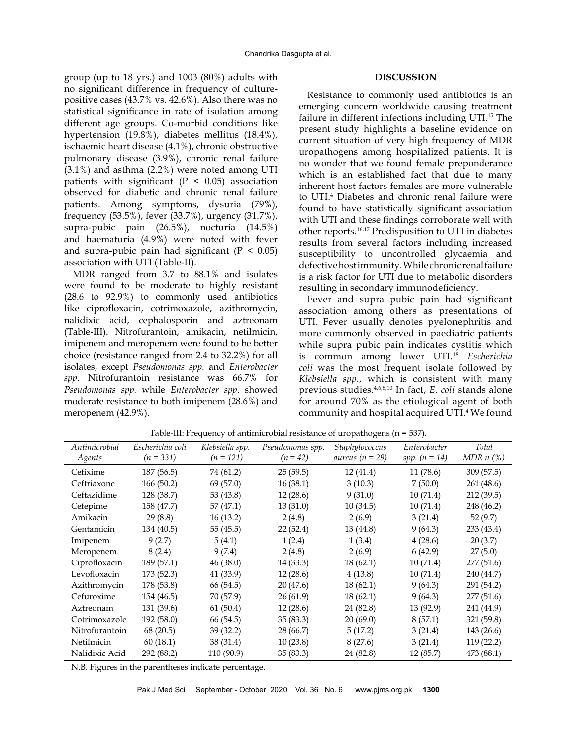group (up to 18 yrs.) and 1003 (80%) adults with no significant difference in frequency of culture-positive cases (43.7% vs. 42.6%). Also there was no statistical significance in rate of isolation among different age groups. Co-morbid conditions like hypertension (19.8%), diabetes mellitus (18.4%), ischaemic heart disease (4.1%), chronic obstructive pulmonary disease (3.9%), chronic renal failure (3.1%) and asthma (2.2%) were noted among UTI patients with significant ($P < 0.05$) association observed for diabetic and chronic renal failure patients. Among symptoms, dysuria (79%), frequency (53.5%), fever (33.7%), urgency (31.7%), supra-pubic pain (26.5%), nocturia (14.5%) and haematuria (4.9%) were noted with fever and supra-pubic pain had significant ($P < 0.05$) association with UTI (Table-II).

MDR ranged from 3.7 to 88.1% and isolates were found to be moderate to highly resistant (28.6 to 92.9%) to commonly used antibiotics like ciprofloxacin, cotrimoxazole, azithromycin, nalidixic acid, cephalosporin and aztreonam (Table-III). Nitrofurantoin, amikacin, netilmicin, imipenem and meropenem were found to be better choice (resistance ranged from 2.4 to 32.2%) for all isolates, except *Pseudomonas spp.* and *Enterobacter spp*. Nitrofurantoin resistance was 66.7% for *Pseudomonas spp.* while *Enterobacter spp*. showed moderate resistance to both imipenem (28.6%) and meropenem (42.9%).

## DISCUSSION

Resistance to commonly used antibiotics is an emerging concern worldwide causing treatment failure in different infections including UTI.[15] The present study highlights a baseline evidence on current situation of very high frequency of MDR uropathogens among hospitalized patients. It is no wonder that we found female preponderance which is an established fact that due to many inherent host factors females are more vulnerable to UTI.[4] Diabetes and chronic renal failure were found to have statistically significant association with UTI and these findings corroborate well with other reports.[16,17] Predisposition to UTI in diabetes results from several factors including increased susceptibility to uncontrolled glycaemia and defective host immunity. While chronic renal failure is a risk factor for UTI due to metabolic disorders resulting in secondary immunodeficiency.

Fever and supra pubic pain had significant association among others as presentations of UTI. Fever usually denotes pyelonephritis and more commonly observed in paediatric patients while supra pubic pain indicates cystitis which is common among lower UTI.[18] *Escherichia coli* was the most frequent isolate followed by *Klebsiella spp*., which is consistent with many previous studies.[4,6,8,10] In fact, *E. coli* stands alone for around 70% as the etiological agent of both community and hospital acquired UTI.[4] We found

Table-III: Frequency of antimicrobial resistance of uropathogens (n = 537).

| *Antimicrobial Agents* | *Escherichia coli (n = 331)* | *Klebsiella spp. (n = 121)* | *Pseudomonas spp. (n = 42)* | *Staphylococcus aureus (n = 29)* | *Enterobacter spp. (n = 14)* | *Total MDR n (%)* |
|---|---|---|---|---|---|---|
| Cefixime | 187 (56.5) | 74 (61.2) | 25 (59.5) | 12 (41.4) | 11 (78.6) | 309 (57.5) |
| Ceftriaxone | 166 (50.2) | 69 (57.0) | 16 (38.1) | 3 (10.3) | 7 (50.0) | 261 (48.6) |
| Ceftazidime | 128 (38.7) | 53 (43.8) | 12 (28.6) | 9 (31.0) | 10 (71.4) | 212 (39.5) |
| Cefepime | 158 (47.7) | 57 (47.1) | 13 (31.0) | 10 (34.5) | 10 (71.4) | 248 (46.2) |
| Amikacin | 29 (8.8) | 16 (13.2) | 2 (4.8) | 2 (6.9) | 3 (21.4) | 52 (9.7) |
| Gentamicin | 134 (40.5) | 55 (45.5) | 22 (52.4) | 13 (44.8) | 9 (64.3) | 233 (43.4) |
| Imipenem | 9 (2.7) | 5 (4.1) | 1 (2.4) | 1 (3.4) | 4 (28.6) | 20 (3.7) |
| Meropenem | 8 (2.4) | 9 (7.4) | 2 (4.8) | 2 (6.9) | 6 (42.9) | 27 (5.0) |
| Ciprofloxacin | 189 (57.1) | 46 (38.0) | 14 (33.3) | 18 (62.1) | 10 (71.4) | 277 (51.6) |
| Levofloxacin | 173 (52.3) | 41 (33.9) | 12 (28.6) | 4 (13.8) | 10 (71.4) | 240 (44.7) |
| Azithromycin | 178 (53.8) | 66 (54.5) | 20 (47.6) | 18 (62.1) | 9 (64.3) | 291 (54.2) |
| Cefuroxime | 154 (46.5) | 70 (57.9) | 26 (61.9) | 18 (62.1) | 9 (64.3) | 277 (51.6) |
| Aztreonam | 131 (39.6) | 61 (50.4) | 12 (28.6) | 24 (82.8) | 13 (92.9) | 241 (44.9) |
| Cotrimoxazole | 192 (58.0) | 66 (54.5) | 35 (83.3) | 20 (69.0) | 8 (57.1) | 321 (59.8) |
| Nitrofurantoin | 68 (20.5) | 39 (32.2) | 28 (66.7) | 5 (17.2) | 3 (21.4) | 143 (26.6) |
| Netilmicin | 60 (18.1) | 38 (31.4) | 10 (23.8) | 8 (27.6) | 3 (21.4) | 119 (22.2) |
| Nalidixic Acid | 292 (88.2) | 110 (90.9) | 35 (83.3) | 24 (82.8) | 12 (85.7) | 473 (88.1) |

N.B. Figures in the parentheses indicate percentage.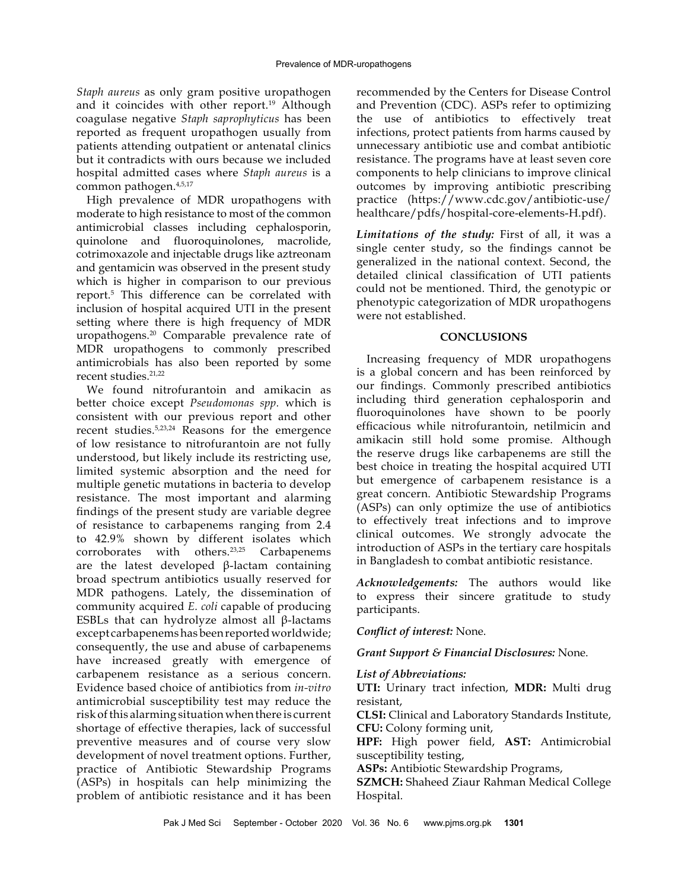*Staph aureus* as only gram positive uropathogen and it coincides with other report.[19] Although coagulase negative *Staph saprophyticus* has been reported as frequent uropathogen usually from patients attending outpatient or antenatal clinics but it contradicts with ours because we included hospital admitted cases where *Staph aureus* is a common pathogen.[4,5,17]

High prevalence of MDR uropathogens with moderate to high resistance to most of the common antimicrobial classes including cephalosporin, quinolone and fluoroquinolones, macrolide, cotrimoxazole and injectable drugs like aztreonam and gentamicin was observed in the present study which is higher in comparison to our previous report.[5] This difference can be correlated with inclusion of hospital acquired UTI in the present setting where there is high frequency of MDR uropathogens.[20] Comparable prevalence rate of MDR uropathogens to commonly prescribed antimicrobials has also been reported by some recent studies.[21,22]

We found nitrofurantoin and amikacin as better choice except *Pseudomonas spp.* which is consistent with our previous report and other recent studies.[5,23,24] Reasons for the emergence of low resistance to nitrofurantoin are not fully understood, but likely include its restricting use, limited systemic absorption and the need for multiple genetic mutations in bacteria to develop resistance. The most important and alarming findings of the present study are variable degree of resistance to carbapenems ranging from 2.4 to 42.9% shown by different isolates which corroborates with others.[23,25] Carbapenems are the latest developed β-lactam containing broad spectrum antibiotics usually reserved for MDR pathogens. Lately, the dissemination of community acquired *E. coli* capable of producing ESBLs that can hydrolyze almost all β-lactams except carbapenems has been reported worldwide; consequently, the use and abuse of carbapenems have increased greatly with emergence of carbapenem resistance as a serious concern. Evidence based choice of antibiotics from *in-vitro* antimicrobial susceptibility test may reduce the risk of this alarming situation when there is current shortage of effective therapies, lack of successful preventive measures and of course very slow development of novel treatment options. Further, practice of Antibiotic Stewardship Programs (ASPs) in hospitals can help minimizing the problem of antibiotic resistance and it has been recommended by the Centers for Disease Control and Prevention (CDC). ASPs refer to optimizing the use of antibiotics to effectively treat infections, protect patients from harms caused by unnecessary antibiotic use and combat antibiotic resistance. The programs have at least seven core components to help clinicians to improve clinical outcomes by improving antibiotic prescribing practice (https://www.cdc.gov/antibiotic-use/healthcare/pdfs/hospital-core-elements-H.pdf).

***Limitations of the study:*** First of all, it was a single center study, so the findings cannot be generalized in the national context. Second, the detailed clinical classification of UTI patients could not be mentioned. Third, the genotypic or phenotypic categorization of MDR uropathogens were not established.

## CONCLUSIONS

Increasing frequency of MDR uropathogens is a global concern and has been reinforced by our findings. Commonly prescribed antibiotics including third generation cephalosporin and fluoroquinolones have shown to be poorly efficacious while nitrofurantoin, netilmicin and amikacin still hold some promise. Although the reserve drugs like carbapenems are still the best choice in treating the hospital acquired UTI but emergence of carbapenem resistance is a great concern. Antibiotic Stewardship Programs (ASPs) can only optimize the use of antibiotics to effectively treat infections and to improve clinical outcomes. We strongly advocate the introduction of ASPs in the tertiary care hospitals in Bangladesh to combat antibiotic resistance.

***Acknowledgements:*** The authors would like to express their sincere gratitude to study participants.

***Conflict of interest:*** None.

***Grant Support & Financial Disclosures:*** None.

***List of Abbreviations:***

**UTI:** Urinary tract infection, **MDR:** Multi drug resistant,
**CLSI:** Clinical and Laboratory Standards Institute, **CFU:** Colony forming unit,
**HPF:** High power field, **AST:** Antimicrobial susceptibility testing,
**ASPs:** Antibiotic Stewardship Programs,
**SZMCH:** Shaheed Ziaur Rahman Medical College Hospital.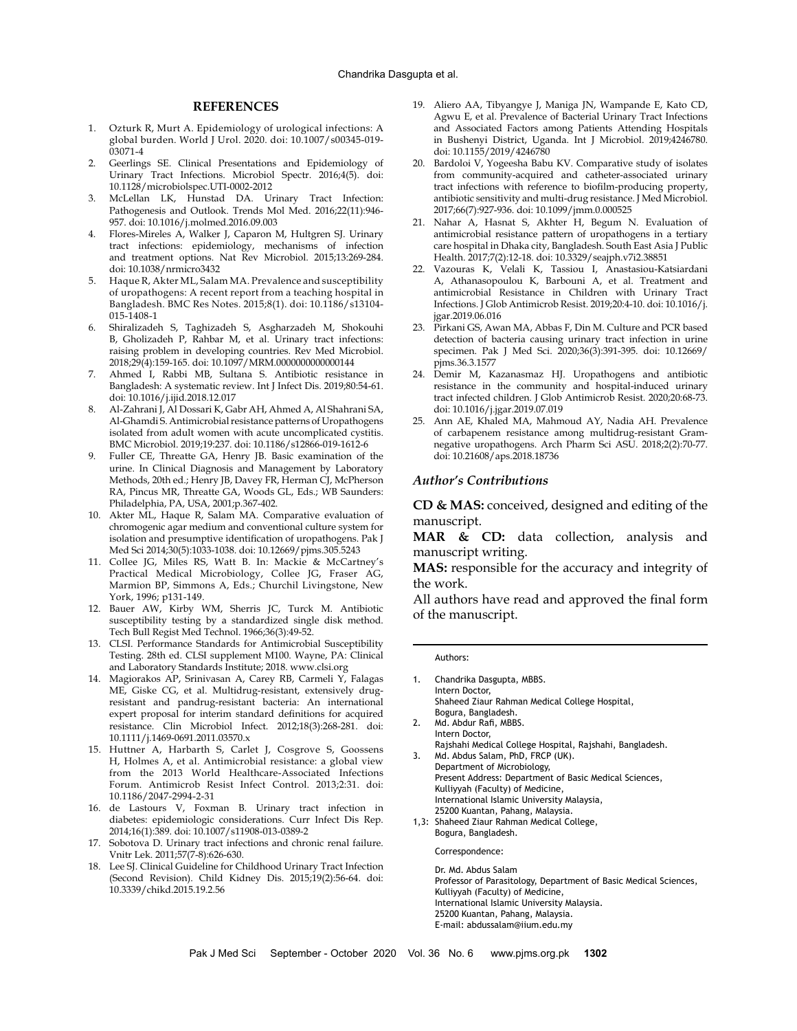## REFERENCES

1. Ozturk R, Murt A. Epidemiology of urological infections: A global burden. World J Urol. 2020. doi: 10.1007/s00345-019-03071-4
2. Geerlings SE. Clinical Presentations and Epidemiology of Urinary Tract Infections. Microbiol Spectr. 2016;4(5). doi: 10.1128/microbiolspec.UTI-0002-2012
3. McLellan LK, Hunstad DA. Urinary Tract Infection: Pathogenesis and Outlook. Trends Mol Med. 2016;22(11):946-957. doi: 10.1016/j.molmed.2016.09.003
4. Flores-Mireles A, Walker J, Caparon M, Hultgren SJ. Urinary tract infections: epidemiology, mechanisms of infection and treatment options. Nat Rev Microbiol. 2015;13:269-284. doi: 10.1038/nrmicro3432
5. Haque R, Akter ML, Salam MA. Prevalence and susceptibility of uropathogens: A recent report from a teaching hospital in Bangladesh. BMC Res Notes. 2015;8(1). doi: 10.1186/s13104-015-1408-1
6. Shiralizadeh S, Taghizadeh S, Asgharzadeh M, Shokouhi B, Gholizadeh P, Rahbar M, et al. Urinary tract infections: raising problem in developing countries. Rev Med Microbiol. 2018;29(4):159-165. doi: 10.1097/MRM.0000000000000144
7. Ahmed I, Rabbi MB, Sultana S. Antibiotic resistance in Bangladesh: A systematic review. Int J Infect Dis. 2019;80:54-61. doi: 10.1016/j.ijid.2018.12.017
8. Al-Zahrani J, Al Dossari K, Gabr AH, Ahmed A, Al Shahrani SA, Al-Ghamdi S. Antimicrobial resistance patterns of Uropathogens isolated from adult women with acute uncomplicated cystitis. BMC Microbiol. 2019;19:237. doi: 10.1186/s12866-019-1612-6
9. Fuller CE, Threatte GA, Henry JB. Basic examination of the urine. In Clinical Diagnosis and Management by Laboratory Methods, 20th ed.; Henry JB, Davey FR, Herman CJ, McPherson RA, Pincus MR, Threatte GA, Woods GL, Eds.; WB Saunders: Philadelphia, PA, USA, 2001;p.367-402.
10. Akter ML, Haque R, Salam MA. Comparative evaluation of chromogenic agar medium and conventional culture system for isolation and presumptive identification of uropathogens. Pak J Med Sci 2014;30(5):1033-1038. doi: 10.12669/pjms.305.5243
11. Collee JG, Miles RS, Watt B. In: Mackie & McCartney's Practical Medical Microbiology, Collee JG, Fraser AG, Marmion BP, Simmons A, Eds.; Churchil Livingstone, New York, 1996; p131-149.
12. Bauer AW, Kirby WM, Sherris JC, Turck M. Antibiotic susceptibility testing by a standardized single disk method. Tech Bull Regist Med Technol. 1966;36(3):49-52.
13. CLSI. Performance Standards for Antimicrobial Susceptibility Testing. 28th ed. CLSI supplement M100. Wayne, PA: Clinical and Laboratory Standards Institute; 2018. www.clsi.org
14. Magiorakos AP, Srinivasan A, Carey RB, Carmeli Y, Falagas ME, Giske CG, et al. Multidrug-resistant, extensively drug-resistant and pandrug-resistant bacteria: An international expert proposal for interim standard definitions for acquired resistance. Clin Microbiol Infect. 2012;18(3):268-281. doi: 10.1111/j.1469-0691.2011.03570.x
15. Huttner A, Harbarth S, Carlet J, Cosgrove S, Goossens H, Holmes A, et al. Antimicrobial resistance: a global view from the 2013 World Healthcare-Associated Infections Forum. Antimicrob Resist Infect Control. 2013;2:31. doi: 10.1186/2047-2994-2-31
16. de Lastours V, Foxman B. Urinary tract infection in diabetes: epidemiologic considerations. Curr Infect Dis Rep. 2014;16(1):389. doi: 10.1007/s11908-013-0389-2
17. Sobotova D. Urinary tract infections and chronic renal failure. Vnitr Lek. 2011;57(7-8):626-630.
18. Lee SJ. Clinical Guideline for Childhood Urinary Tract Infection (Second Revision). Child Kidney Dis. 2015;19(2):56-64. doi: 10.3339/chikd.2015.19.2.56
19. Aliero AA, Tibyangye J, Maniga JN, Wampande E, Kato CD, Agwu E, et al. Prevalence of Bacterial Urinary Tract Infections and Associated Factors among Patients Attending Hospitals in Bushenyi District, Uganda. Int J Microbiol. 2019;4246780. doi: 10.1155/2019/4246780
20. Bardoloi V, Yogeesha Babu KV. Comparative study of isolates from community-acquired and catheter-associated urinary tract infections with reference to biofilm-producing property, antibiotic sensitivity and multi-drug resistance. J Med Microbiol. 2017;66(7):927-936. doi: 10.1099/jmm.0.000525
21. Nahar A, Hasnat S, Akhter H, Begum N. Evaluation of antimicrobial resistance pattern of uropathogens in a tertiary care hospital in Dhaka city, Bangladesh. South East Asia J Public Health. 2017;7(2):12-18. doi: 10.3329/seajph.v7i2.38851
22. Vazouras K, Velali K, Tassiou I, Anastasiou-Katsiardani A, Athanasopoulou K, Barbouni A, et al. Treatment and antimicrobial Resistance in Children with Urinary Tract Infections. J Glob Antimicrob Resist. 2019;20:4-10. doi: 10.1016/j.jgar.2019.06.016
23. Pirkani GS, Awan MA, Abbas F, Din M. Culture and PCR based detection of bacteria causing urinary tract infection in urine specimen. Pak J Med Sci. 2020;36(3):391-395. doi: 10.12669/pjms.36.3.1577
24. Demir M, Kazanasmaz HJ. Uropathogens and antibiotic resistance in the community and hospital-induced urinary tract infected children. J Glob Antimicrob Resist. 2020;20:68-73. doi: 10.1016/j.jgar.2019.07.019
25. Ann AE, Khaled MA, Mahmoud AY, Nadia AH. Prevalence of carbapenem resistance among multidrug-resistant Gram-negative uropathogens. Arch Pharm Sci ASU. 2018;2(2):70-77. doi: 10.21608/aps.2018.18736

### *Author's Contributions*

**CD & MAS:** conceived, designed and editing of the manuscript.

**MAR & CD:** data collection, analysis and manuscript writing.

**MAS:** responsible for the accuracy and integrity of the work.

All authors have read and approved the final form of the manuscript.

Authors:

1. Chandrika Dasgupta, MBBS.
   Intern Doctor,
   Shaheed Ziaur Rahman Medical College Hospital,
   Bogura, Bangladesh.
2. Md. Abdur Rafi, MBBS.
   Intern Doctor,
   Rajshahi Medical College Hospital, Rajshahi, Bangladesh.
3. Md. Abdus Salam, PhD, FRCP (UK).
   Department of Microbiology,
   Present Address: Department of Basic Medical Sciences,
   Kulliyyah (Faculty) of Medicine,
   International Islamic University Malaysia,
   25200 Kuantan, Pahang, Malaysia.

1,3: Shaheed Ziaur Rahman Medical College,
Bogura, Bangladesh.

Correspondence:

Dr. Md. Abdus Salam
Professor of Parasitology, Department of Basic Medical Sciences,
Kulliyyah (Faculty) of Medicine,
International Islamic University Malaysia.
25200 Kuantan, Pahang, Malaysia.
E-mail: abdussalam@iium.edu.my